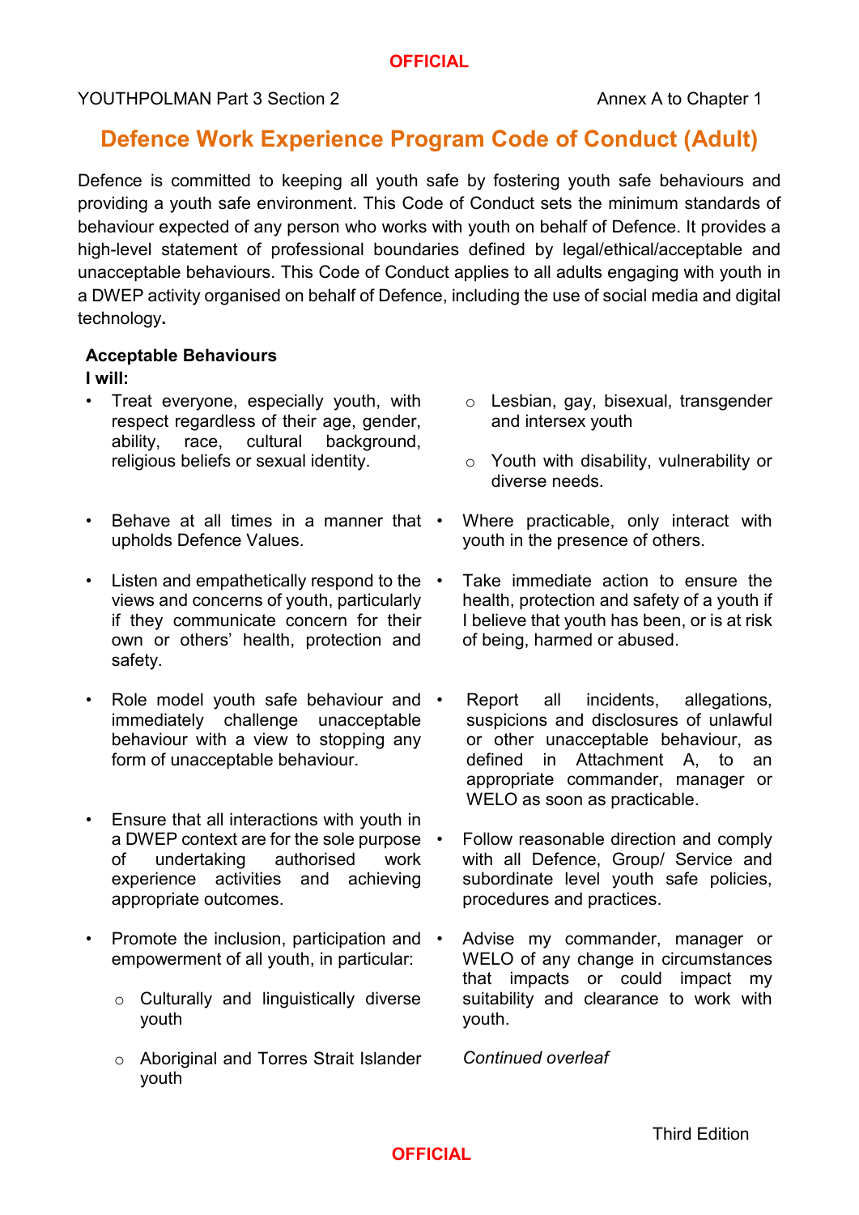# Defence Work Experience Program Code of Conduct (Adult)

Defence is committed to keeping all youth safe by fostering youth safe behaviours and providing a youth safe environment. This Code of Conduct sets the minimum standards of behaviour expected of any person who works with youth on behalf of Defence. It provides a high-level statement of professional boundaries defined by legal/ethical/acceptable and unacceptable behaviours. This Code of Conduct applies to all adults engaging with youth in a DWEP activity organised on behalf of Defence, including the use of social media and digital technology**.**

**Acceptable Behaviours**

**I will:**

- Treat everyone, especially youth, with respect regardless of their age, gender, ability, race, cultural background, religious beliefs or sexual identity.
- Behave at all times in a manner that upholds Defence Values.
- Listen and empathetically respond to the views and concerns of youth, particularly if they communicate concern for their own or others' health, protection and safety.
- Role model youth safe behaviour and immediately challenge unacceptable behaviour with a view to stopping any form of unacceptable behaviour.
- Ensure that all interactions with youth in a DWEP context are for the sole purpose of undertaking authorised work experience activities and achieving appropriate outcomes.
- Promote the inclusion, participation and empowerment of all youth, in particular:
    - Culturally and linguistically diverse youth
    - Aboriginal and Torres Strait Islander youth
    - Lesbian, gay, bisexual, transgender and intersex youth
    - Youth with disability, vulnerability or diverse needs.
- Where practicable, only interact with youth in the presence of others.
- Take immediate action to ensure the health, protection and safety of a youth if I believe that youth has been, or is at risk of being, harmed or abused.
- Report all incidents, allegations, suspicions and disclosures of unlawful or other unacceptable behaviour, as defined in Attachment A, to an appropriate commander, manager or WELO as soon as practicable.
- Follow reasonable direction and comply with all Defence, Group/ Service and subordinate level youth safe policies, procedures and practices.
- Advise my commander, manager or WELO of any change in circumstances that impacts or could impact my suitability and clearance to work with youth.

*Continued overleaf*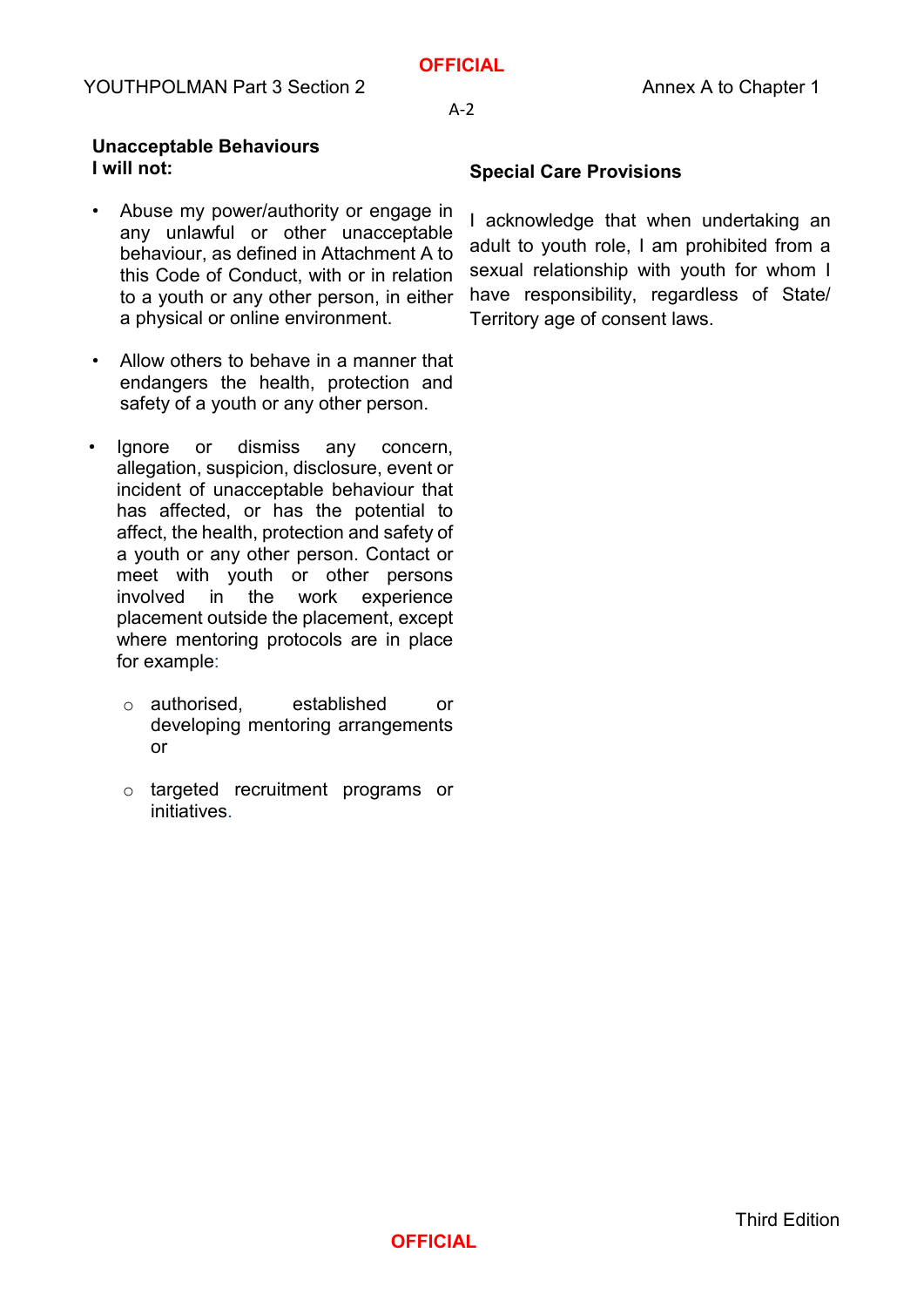**Unacceptable Behaviours**
**I will not:**

- Abuse my power/authority or engage in any unlawful or other unacceptable behaviour, as defined in Attachment A to this Code of Conduct, with or in relation to a youth or any other person, in either a physical or online environment.

- Allow others to behave in a manner that endangers the health, protection and safety of a youth or any other person.

- Ignore or dismiss any concern, allegation, suspicion, disclosure, event or incident of unacceptable behaviour that has affected, or has the potential to affect, the health, protection and safety of a youth or any other person. Contact or meet with youth or other persons involved in the work experience placement outside the placement, except where mentoring protocols are in place for example:

    - authorised, established or developing mentoring arrangements or

    - targeted recruitment programs or initiatives.

**Special Care Provisions**

I acknowledge that when undertaking an adult to youth role, I am prohibited from a sexual relationship with youth for whom I have responsibility, regardless of State/ Territory age of consent laws.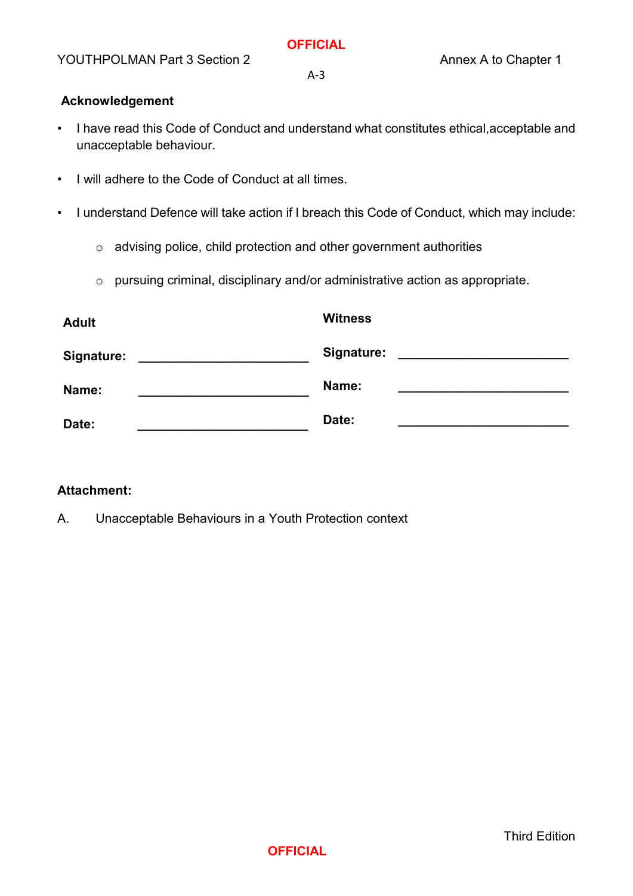**Acknowledgement**

- I have read this Code of Conduct and understand what constitutes ethical,acceptable and unacceptable behaviour.
- I will adhere to the Code of Conduct at all times.
- I understand Defence will take action if I breach this Code of Conduct, which may include:
  - advising police, child protection and other government authorities
  - pursuing criminal, disciplinary and/or administrative action as appropriate.

| **Adult** | | **Witness** | |
|---|---|---|---|
| **Signature:** | ________________________ | **Signature:** | ________________________ |
| **Name:** | ________________________ | **Name:** | ________________________ |
| **Date:** | ________________________ | **Date:** | ________________________ |

**Attachment:**

A. Unacceptable Behaviours in a Youth Protection context